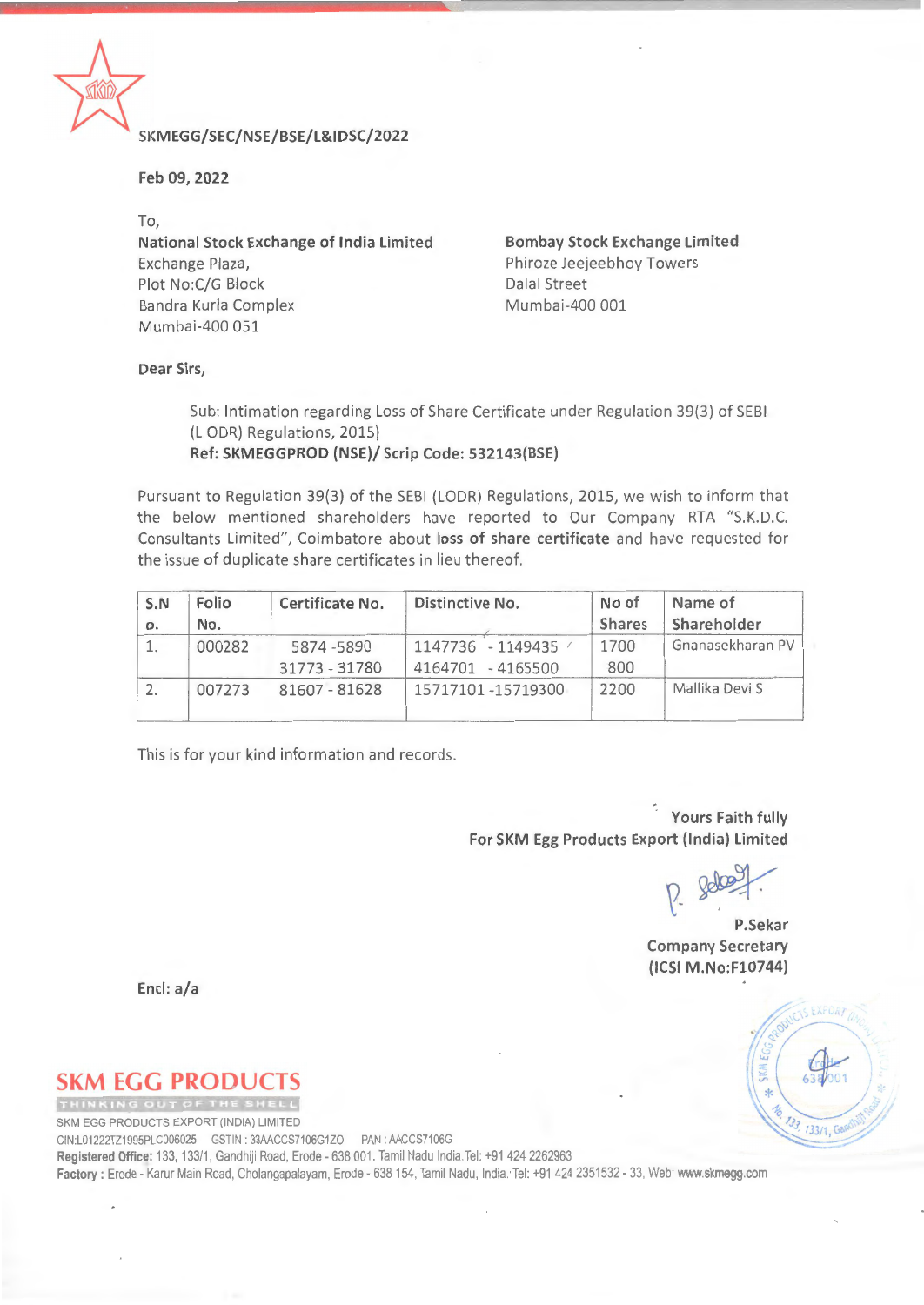SKMEGG/SEC/NSE/BSE/L&IDSC/2022

**Feb 09, 2022**

To,

**National Stock Exchange of India Limited**
Exchange Plaza,
Plot No:C/G Block
Bandra Kurla Complex
Mumbai-400 051

**Bombay Stock Exchange Limited**
Phiroze Jeejeebhoy Towers
Dalal Street
Mumbai-400 001

**Dear Sirs,**

Sub: Intimation regarding Loss of Share Certificate under Regulation 39(3) of SEBI (L ODR) Regulations, 2015)
**Ref: SKMEGGPROD (NSE)/ Scrip Code: 532143(BSE)**

Pursuant to Regulation 39(3) of the SEBI (LODR) Regulations, 2015, we wish to inform that the below mentioned shareholders have reported to Our Company RTA "S.K.D.C. Consultants Limited", Coimbatore about **loss of share certificate** and have requested for the issue of duplicate share certificates in lieu thereof.

| S.No. | Folio No. | Certificate No. | Distinctive No. | No of Shares | Name of Shareholder |
|---|---|---|---|---|---|
| 1. | 000282 | 5874 -5890<br>31773 - 31780 | 1147736 - 1149435<br>4164701 - 4165500 | 1700<br>800 | Gnanasekharan PV |
| 2. | 007273 | 81607 - 81628 | 15717101 -15719300 | 2200 | Mallika Devi S |

This is for your kind information and records.

Yours Faith fully
**For SKM Egg Products Export (India) Limited**

P.Sekar
Company Secretary
(ICSI M.No:F10744)

Encl: a/a

**SKM EGG PRODUCTS**
THINKING OUT OF THE SHELL

SKM EGG PRODUCTS EXPORT (INDIA) LIMITED
CIN:L01222TZ1995PLC006025 GSTIN : 33AACCS7106G1ZO PAN : AACCS7106G
**Registered Office:** 133, 133/1, Gandhiji Road, Erode - 638 001. Tamil Nadu India.Tel: +91 424 2262963
**Factory :** Erode - Karur Main Road, Cholangapalayam, Erode - 638 154, Tamil Nadu, India. Tel: +91 424 2351532 - 33, Web: www.skmegg.com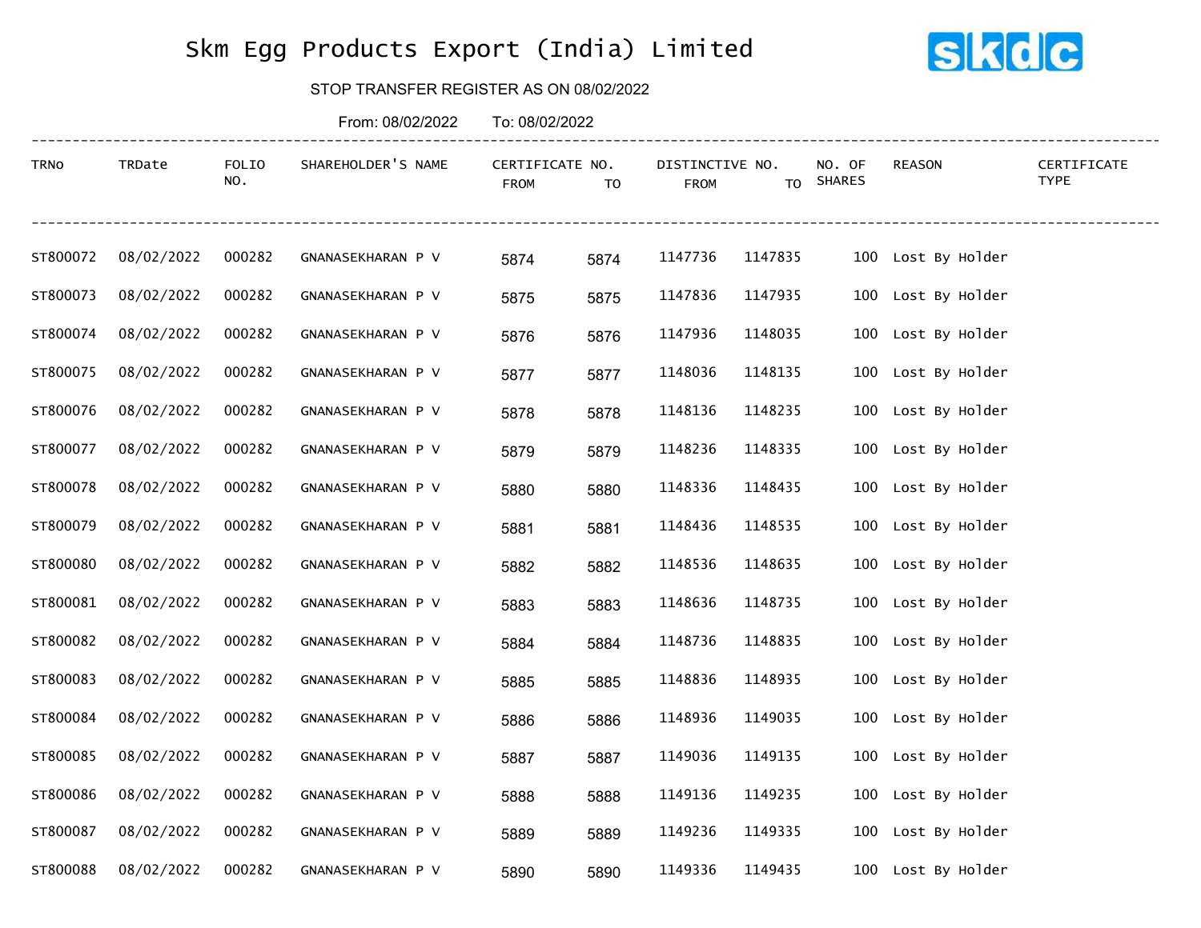# Skm Egg Products Export (India) Limited

skdc

STOP TRANSFER REGISTER AS ON 08/02/2022

From: 08/02/2022 To: 08/02/2022

| TRNo | TRDate | FOLIO NO. | SHAREHOLDER'S NAME | CERTIFICATE NO. FROM | CERTIFICATE NO. TO | DISTINCTIVE NO. FROM | DISTINCTIVE NO. TO | NO. OF SHARES | REASON | CERTIFICATE TYPE |
|---|---|---|---|---|---|---|---|---|---|---|
| ST800072 | 08/02/2022 | 000282 | GNANASEKHARAN P V | 5874 | 5874 | 1147736 | 1147835 | 100 | Lost By Holder | |
| ST800073 | 08/02/2022 | 000282 | GNANASEKHARAN P V | 5875 | 5875 | 1147836 | 1147935 | 100 | Lost By Holder | |
| ST800074 | 08/02/2022 | 000282 | GNANASEKHARAN P V | 5876 | 5876 | 1147936 | 1148035 | 100 | Lost By Holder | |
| ST800075 | 08/02/2022 | 000282 | GNANASEKHARAN P V | 5877 | 5877 | 1148036 | 1148135 | 100 | Lost By Holder | |
| ST800076 | 08/02/2022 | 000282 | GNANASEKHARAN P V | 5878 | 5878 | 1148136 | 1148235 | 100 | Lost By Holder | |
| ST800077 | 08/02/2022 | 000282 | GNANASEKHARAN P V | 5879 | 5879 | 1148236 | 1148335 | 100 | Lost By Holder | |
| ST800078 | 08/02/2022 | 000282 | GNANASEKHARAN P V | 5880 | 5880 | 1148336 | 1148435 | 100 | Lost By Holder | |
| ST800079 | 08/02/2022 | 000282 | GNANASEKHARAN P V | 5881 | 5881 | 1148436 | 1148535 | 100 | Lost By Holder | |
| ST800080 | 08/02/2022 | 000282 | GNANASEKHARAN P V | 5882 | 5882 | 1148536 | 1148635 | 100 | Lost By Holder | |
| ST800081 | 08/02/2022 | 000282 | GNANASEKHARAN P V | 5883 | 5883 | 1148636 | 1148735 | 100 | Lost By Holder | |
| ST800082 | 08/02/2022 | 000282 | GNANASEKHARAN P V | 5884 | 5884 | 1148736 | 1148835 | 100 | Lost By Holder | |
| ST800083 | 08/02/2022 | 000282 | GNANASEKHARAN P V | 5885 | 5885 | 1148836 | 1148935 | 100 | Lost By Holder | |
| ST800084 | 08/02/2022 | 000282 | GNANASEKHARAN P V | 5886 | 5886 | 1148936 | 1149035 | 100 | Lost By Holder | |
| ST800085 | 08/02/2022 | 000282 | GNANASEKHARAN P V | 5887 | 5887 | 1149036 | 1149135 | 100 | Lost By Holder | |
| ST800086 | 08/02/2022 | 000282 | GNANASEKHARAN P V | 5888 | 5888 | 1149136 | 1149235 | 100 | Lost By Holder | |
| ST800087 | 08/02/2022 | 000282 | GNANASEKHARAN P V | 5889 | 5889 | 1149236 | 1149335 | 100 | Lost By Holder | |
| ST800088 | 08/02/2022 | 000282 | GNANASEKHARAN P V | 5890 | 5890 | 1149336 | 1149435 | 100 | Lost By Holder | |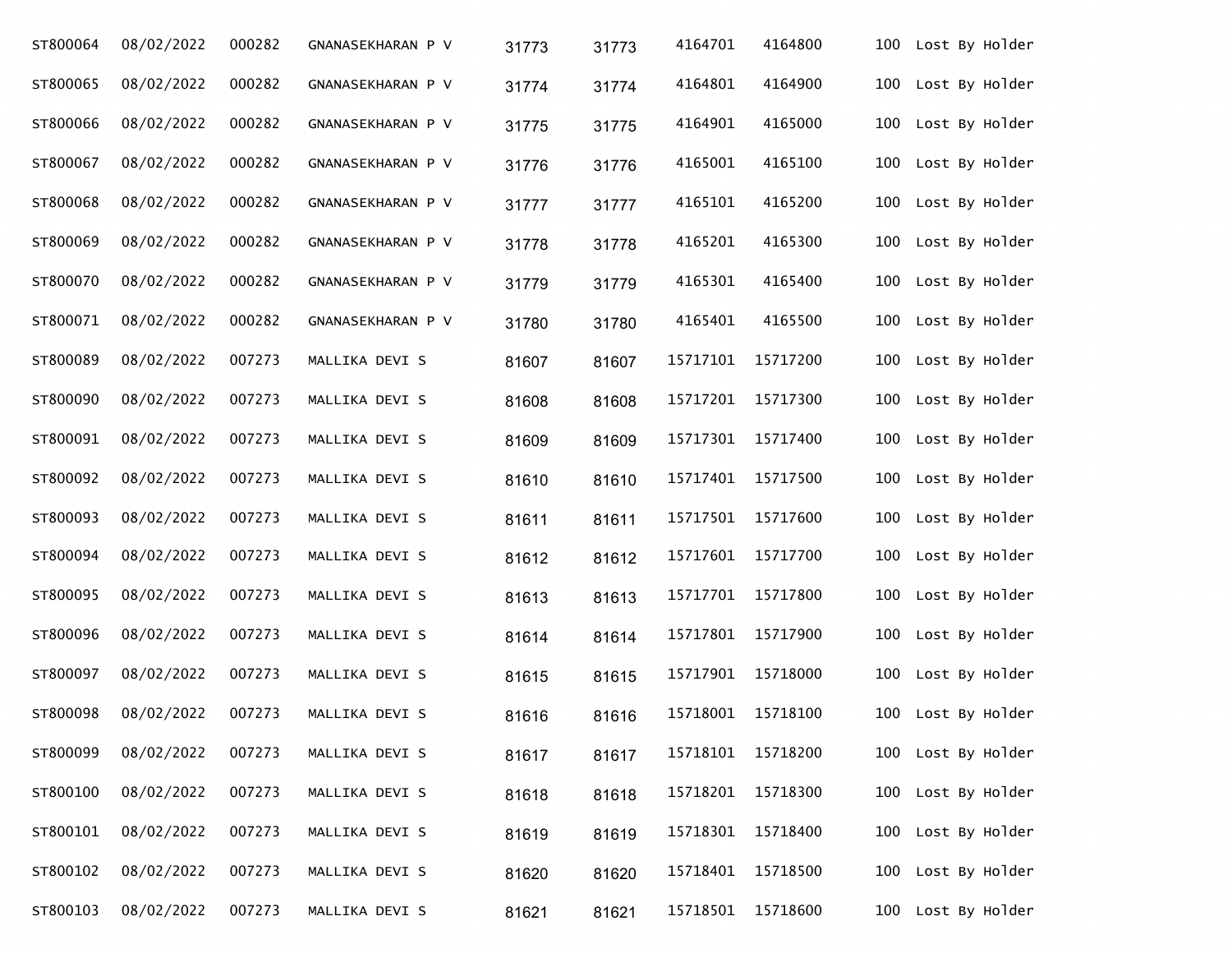| | | | | | | | | | |
|---|---|---|---|---|---|---|---|---|---|
| ST800064 | 08/02/2022 | 000282 | GNANASEKHARAN P V | 31773 | 31773 | 4164701 | 4164800 | 100 | Lost By Holder |
| ST800065 | 08/02/2022 | 000282 | GNANASEKHARAN P V | 31774 | 31774 | 4164801 | 4164900 | 100 | Lost By Holder |
| ST800066 | 08/02/2022 | 000282 | GNANASEKHARAN P V | 31775 | 31775 | 4164901 | 4165000 | 100 | Lost By Holder |
| ST800067 | 08/02/2022 | 000282 | GNANASEKHARAN P V | 31776 | 31776 | 4165001 | 4165100 | 100 | Lost By Holder |
| ST800068 | 08/02/2022 | 000282 | GNANASEKHARAN P V | 31777 | 31777 | 4165101 | 4165200 | 100 | Lost By Holder |
| ST800069 | 08/02/2022 | 000282 | GNANASEKHARAN P V | 31778 | 31778 | 4165201 | 4165300 | 100 | Lost By Holder |
| ST800070 | 08/02/2022 | 000282 | GNANASEKHARAN P V | 31779 | 31779 | 4165301 | 4165400 | 100 | Lost By Holder |
| ST800071 | 08/02/2022 | 000282 | GNANASEKHARAN P V | 31780 | 31780 | 4165401 | 4165500 | 100 | Lost By Holder |
| ST800089 | 08/02/2022 | 007273 | MALLIKA DEVI S | 81607 | 81607 | 15717101 | 15717200 | 100 | Lost By Holder |
| ST800090 | 08/02/2022 | 007273 | MALLIKA DEVI S | 81608 | 81608 | 15717201 | 15717300 | 100 | Lost By Holder |
| ST800091 | 08/02/2022 | 007273 | MALLIKA DEVI S | 81609 | 81609 | 15717301 | 15717400 | 100 | Lost By Holder |
| ST800092 | 08/02/2022 | 007273 | MALLIKA DEVI S | 81610 | 81610 | 15717401 | 15717500 | 100 | Lost By Holder |
| ST800093 | 08/02/2022 | 007273 | MALLIKA DEVI S | 81611 | 81611 | 15717501 | 15717600 | 100 | Lost By Holder |
| ST800094 | 08/02/2022 | 007273 | MALLIKA DEVI S | 81612 | 81612 | 15717601 | 15717700 | 100 | Lost By Holder |
| ST800095 | 08/02/2022 | 007273 | MALLIKA DEVI S | 81613 | 81613 | 15717701 | 15717800 | 100 | Lost By Holder |
| ST800096 | 08/02/2022 | 007273 | MALLIKA DEVI S | 81614 | 81614 | 15717801 | 15717900 | 100 | Lost By Holder |
| ST800097 | 08/02/2022 | 007273 | MALLIKA DEVI S | 81615 | 81615 | 15717901 | 15718000 | 100 | Lost By Holder |
| ST800098 | 08/02/2022 | 007273 | MALLIKA DEVI S | 81616 | 81616 | 15718001 | 15718100 | 100 | Lost By Holder |
| ST800099 | 08/02/2022 | 007273 | MALLIKA DEVI S | 81617 | 81617 | 15718101 | 15718200 | 100 | Lost By Holder |
| ST800100 | 08/02/2022 | 007273 | MALLIKA DEVI S | 81618 | 81618 | 15718201 | 15718300 | 100 | Lost By Holder |
| ST800101 | 08/02/2022 | 007273 | MALLIKA DEVI S | 81619 | 81619 | 15718301 | 15718400 | 100 | Lost By Holder |
| ST800102 | 08/02/2022 | 007273 | MALLIKA DEVI S | 81620 | 81620 | 15718401 | 15718500 | 100 | Lost By Holder |
| ST800103 | 08/02/2022 | 007273 | MALLIKA DEVI S | 81621 | 81621 | 15718501 | 15718600 | 100 | Lost By Holder |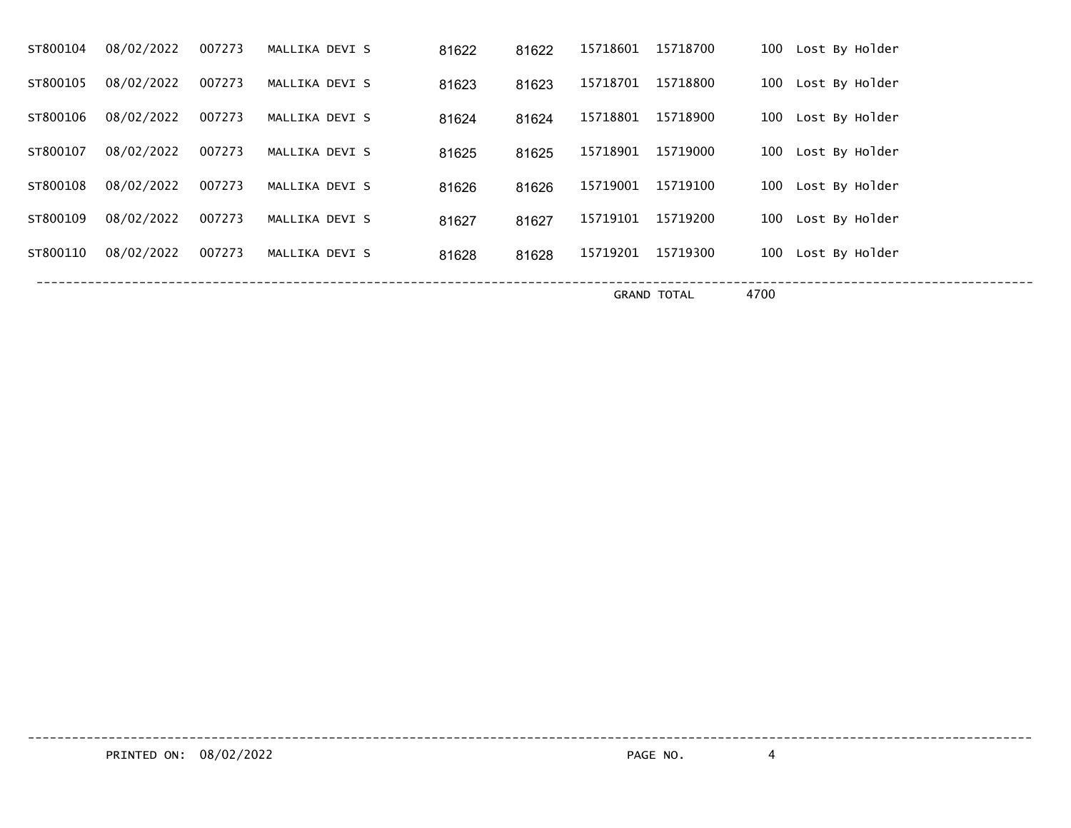| | | | | | | | | | |
|---|---|---|---|---|---|---|---|---|---|
| ST800104 | 08/02/2022 | 007273 | MALLIKA DEVI S | 81622 | 81622 | 15718601 | 15718700 | 100 | Lost By Holder |
| ST800105 | 08/02/2022 | 007273 | MALLIKA DEVI S | 81623 | 81623 | 15718701 | 15718800 | 100 | Lost By Holder |
| ST800106 | 08/02/2022 | 007273 | MALLIKA DEVI S | 81624 | 81624 | 15718801 | 15718900 | 100 | Lost By Holder |
| ST800107 | 08/02/2022 | 007273 | MALLIKA DEVI S | 81625 | 81625 | 15718901 | 15719000 | 100 | Lost By Holder |
| ST800108 | 08/02/2022 | 007273 | MALLIKA DEVI S | 81626 | 81626 | 15719001 | 15719100 | 100 | Lost By Holder |
| ST800109 | 08/02/2022 | 007273 | MALLIKA DEVI S | 81627 | 81627 | 15719101 | 15719200 | 100 | Lost By Holder |
| ST800110 | 08/02/2022 | 007273 | MALLIKA DEVI S | 81628 | 81628 | 15719201 | 15719300 | 100 | Lost By Holder |
| | | | | | | GRAND TOTAL | | 4700 | |

PRINTED ON: 08/02/2022